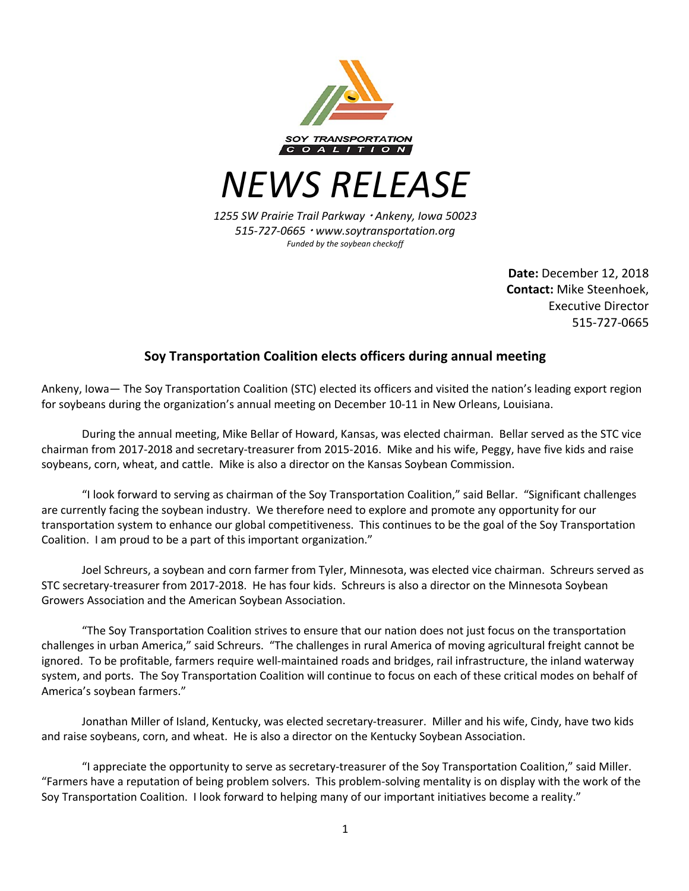SOY TRANSPORTATION COALITION

# NEWS RELEASE

*1255 SW Prairie Trail Parkway · Ankeny, Iowa 50023*
*515-727-0665 · www.soytransportation.org*
*Funded by the soybean checkoff*

**Date:** December 12, 2018
**Contact:** Mike Steenhoek, Executive Director
515-727-0665

## Soy Transportation Coalition elects officers during annual meeting

Ankeny, Iowa— The Soy Transportation Coalition (STC) elected its officers and visited the nation's leading export region for soybeans during the organization's annual meeting on December 10-11 in New Orleans, Louisiana.

During the annual meeting, Mike Bellar of Howard, Kansas, was elected chairman. Bellar served as the STC vice chairman from 2017-2018 and secretary-treasurer from 2015-2016. Mike and his wife, Peggy, have five kids and raise soybeans, corn, wheat, and cattle. Mike is also a director on the Kansas Soybean Commission.

"I look forward to serving as chairman of the Soy Transportation Coalition," said Bellar. "Significant challenges are currently facing the soybean industry. We therefore need to explore and promote any opportunity for our transportation system to enhance our global competitiveness. This continues to be the goal of the Soy Transportation Coalition. I am proud to be a part of this important organization."

Joel Schreurs, a soybean and corn farmer from Tyler, Minnesota, was elected vice chairman. Schreurs served as STC secretary-treasurer from 2017-2018. He has four kids. Schreurs is also a director on the Minnesota Soybean Growers Association and the American Soybean Association.

"The Soy Transportation Coalition strives to ensure that our nation does not just focus on the transportation challenges in urban America," said Schreurs. "The challenges in rural America of moving agricultural freight cannot be ignored. To be profitable, farmers require well-maintained roads and bridges, rail infrastructure, the inland waterway system, and ports. The Soy Transportation Coalition will continue to focus on each of these critical modes on behalf of America's soybean farmers."

Jonathan Miller of Island, Kentucky, was elected secretary-treasurer. Miller and his wife, Cindy, have two kids and raise soybeans, corn, and wheat. He is also a director on the Kentucky Soybean Association.

"I appreciate the opportunity to serve as secretary-treasurer of the Soy Transportation Coalition," said Miller. "Farmers have a reputation of being problem solvers. This problem-solving mentality is on display with the work of the Soy Transportation Coalition. I look forward to helping many of our important initiatives become a reality."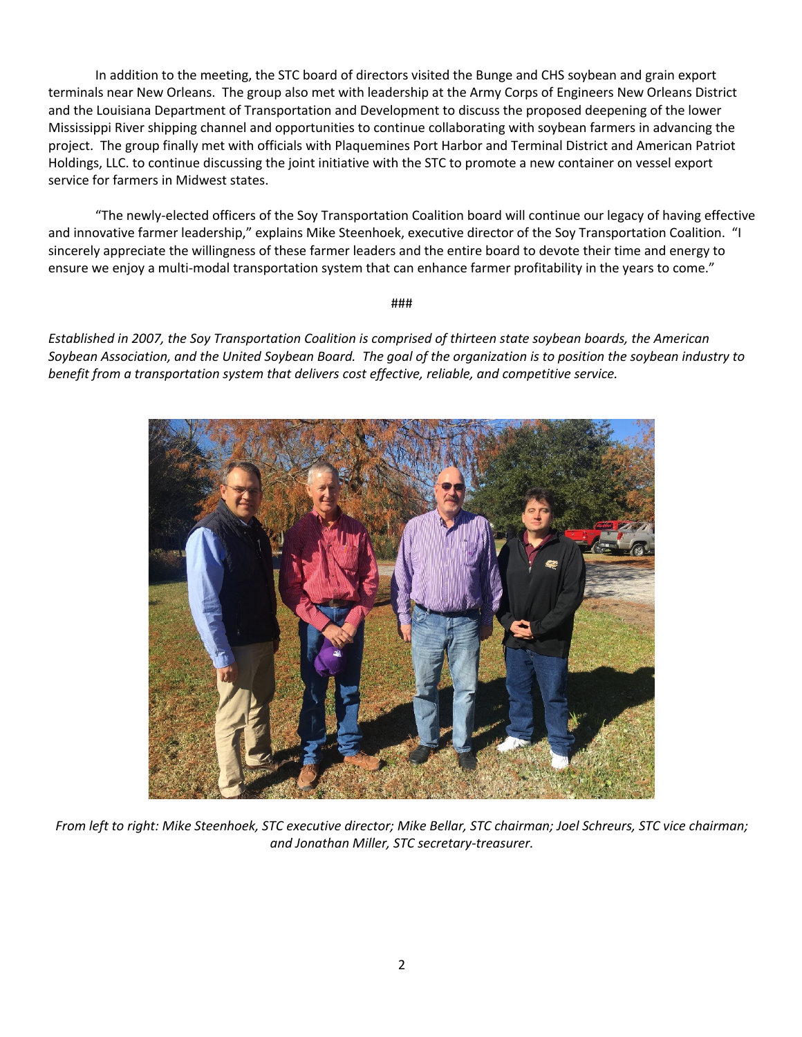In addition to the meeting, the STC board of directors visited the Bunge and CHS soybean and grain export terminals near New Orleans. The group also met with leadership at the Army Corps of Engineers New Orleans District and the Louisiana Department of Transportation and Development to discuss the proposed deepening of the lower Mississippi River shipping channel and opportunities to continue collaborating with soybean farmers in advancing the project. The group finally met with officials with Plaquemines Port Harbor and Terminal District and American Patriot Holdings, LLC. to continue discussing the joint initiative with the STC to promote a new container on vessel export service for farmers in Midwest states.

"The newly-elected officers of the Soy Transportation Coalition board will continue our legacy of having effective and innovative farmer leadership," explains Mike Steenhoek, executive director of the Soy Transportation Coalition. "I sincerely appreciate the willingness of these farmer leaders and the entire board to devote their time and energy to ensure we enjoy a multi-modal transportation system that can enhance farmer profitability in the years to come."

###

*Established in 2007, the Soy Transportation Coalition is comprised of thirteen state soybean boards, the American Soybean Association, and the United Soybean Board. The goal of the organization is to position the soybean industry to benefit from a transportation system that delivers cost effective, reliable, and competitive service.*

*From left to right: Mike Steenhoek, STC executive director; Mike Bellar, STC chairman; Joel Schreurs, STC vice chairman; and Jonathan Miller, STC secretary-treasurer.*